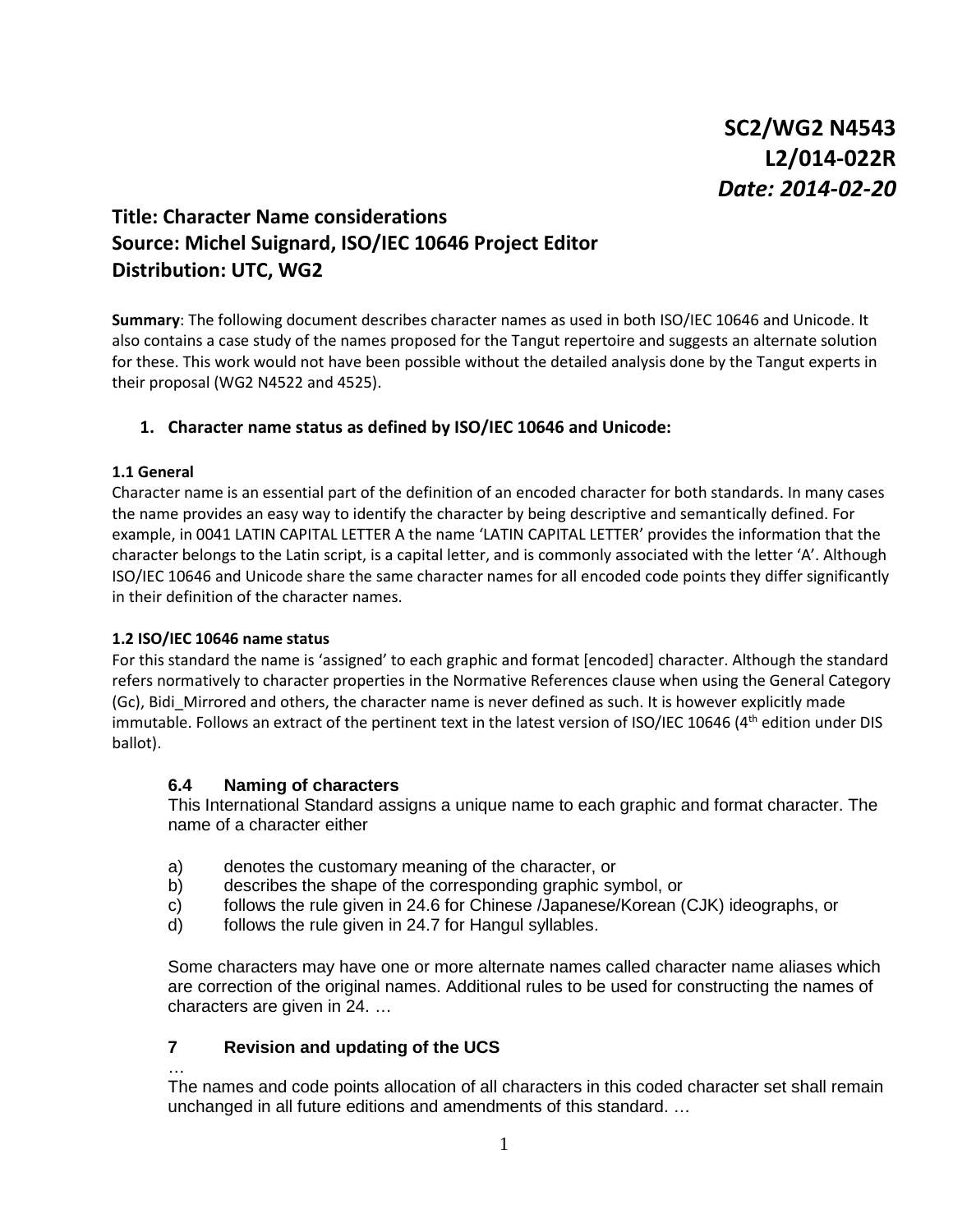**SC2/WG2 N4543**
**L2/014-022R**
***Date: 2014-02-20***

# Title: Character Name considerations
# Source: Michel Suignard, ISO/IEC 10646 Project Editor
# Distribution: UTC, WG2

**Summary**: The following document describes character names as used in both ISO/IEC 10646 and Unicode. It also contains a case study of the names proposed for the Tangut repertoire and suggests an alternate solution for these. This work would not have been possible without the detailed analysis done by the Tangut experts in their proposal (WG2 N4522 and 4525).

## 1. Character name status as defined by ISO/IEC 10646 and Unicode:

### 1.1 General

Character name is an essential part of the definition of an encoded character for both standards. In many cases the name provides an easy way to identify the character by being descriptive and semantically defined. For example, in 0041 LATIN CAPITAL LETTER A the name 'LATIN CAPITAL LETTER' provides the information that the character belongs to the Latin script, is a capital letter, and is commonly associated with the letter 'A'. Although ISO/IEC 10646 and Unicode share the same character names for all encoded code points they differ significantly in their definition of the character names.

### 1.2 ISO/IEC 10646 name status

For this standard the name is 'assigned' to each graphic and format [encoded] character. Although the standard refers normatively to character properties in the Normative References clause when using the General Category (Gc), Bidi_Mirrored and others, the character name is never defined as such. It is however explicitly made immutable. Follows an extract of the pertinent text in the latest version of ISO/IEC 10646 (4th edition under DIS ballot).

> **6.4 Naming of characters**
>
> This International Standard assigns a unique name to each graphic and format character. The name of a character either
>
> a) denotes the customary meaning of the character, or
> b) describes the shape of the corresponding graphic symbol, or
> c) follows the rule given in 24.6 for Chinese /Japanese/Korean (CJK) ideographs, or
> d) follows the rule given in 24.7 for Hangul syllables.
>
> Some characters may have one or more alternate names called character name aliases which are correction of the original names. Additional rules to be used for constructing the names of characters are given in 24. …
>
> **7 Revision and updating of the UCS**
>
> …
>
> The names and code points allocation of all characters in this coded character set shall remain unchanged in all future editions and amendments of this standard. …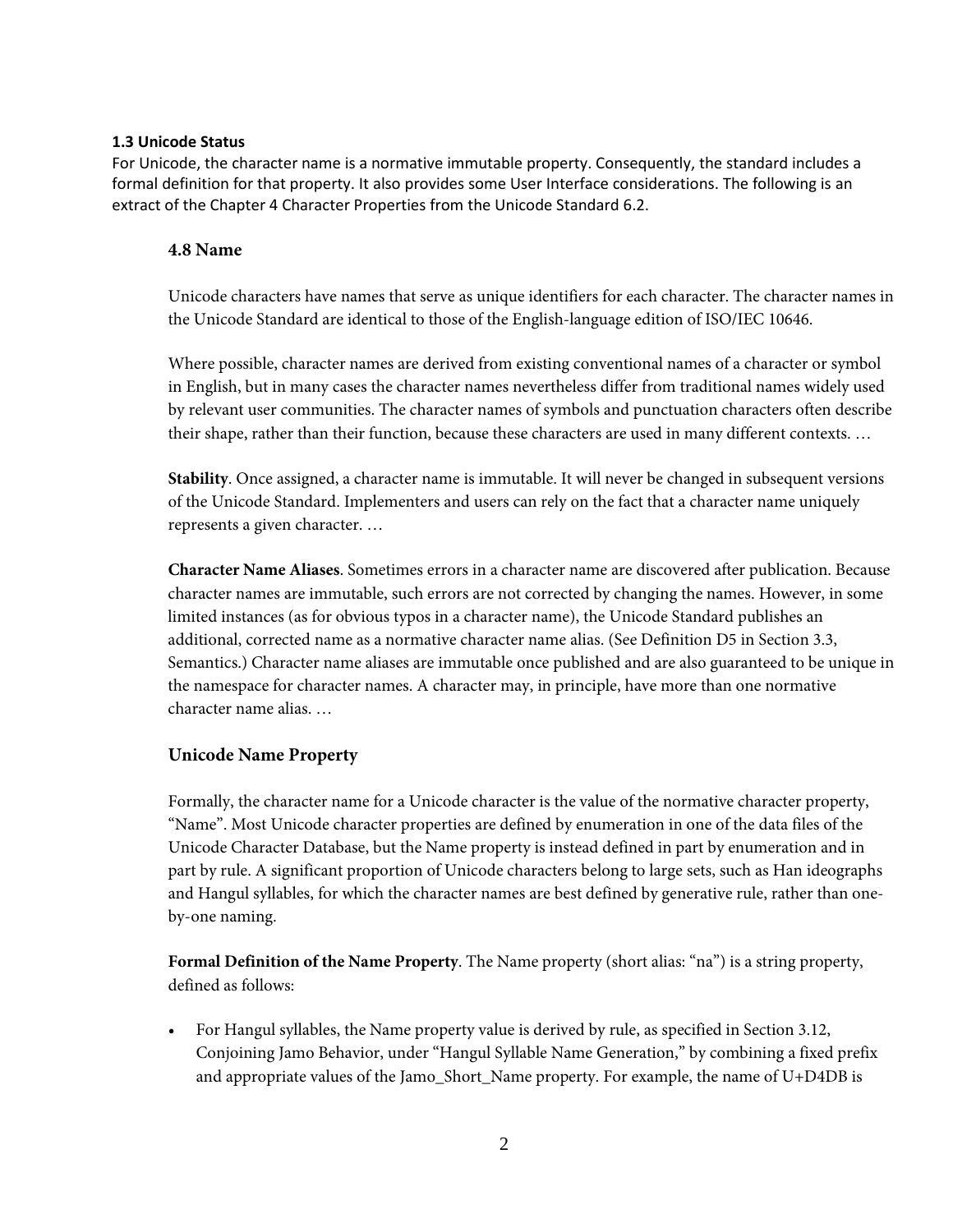### 1.3 Unicode Status

For Unicode, the character name is a normative immutable property. Consequently, the standard includes a formal definition for that property. It also provides some User Interface considerations. The following is an extract of the Chapter 4 Character Properties from the Unicode Standard 6.2.

> ### 4.8 Name
>
> Unicode characters have names that serve as unique identifiers for each character. The character names in the Unicode Standard are identical to those of the English-language edition of ISO/IEC 10646.
>
> Where possible, character names are derived from existing conventional names of a character or symbol in English, but in many cases the character names nevertheless differ from traditional names widely used by relevant user communities. The character names of symbols and punctuation characters often describe their shape, rather than their function, because these characters are used in many different contexts. …
>
> **Stability**. Once assigned, a character name is immutable. It will never be changed in subsequent versions of the Unicode Standard. Implementers and users can rely on the fact that a character name uniquely represents a given character. …
>
> **Character Name Aliases**. Sometimes errors in a character name are discovered after publication. Because character names are immutable, such errors are not corrected by changing the names. However, in some limited instances (as for obvious typos in a character name), the Unicode Standard publishes an additional, corrected name as a normative character name alias. (See Definition D5 in Section 3.3, Semantics.) Character name aliases are immutable once published and are also guaranteed to be unique in the namespace for character names. A character may, in principle, have more than one normative character name alias. …
>
> ### Unicode Name Property
>
> Formally, the character name for a Unicode character is the value of the normative character property, "Name". Most Unicode character properties are defined by enumeration in one of the data files of the Unicode Character Database, but the Name property is instead defined in part by enumeration and in part by rule. A significant proportion of Unicode characters belong to large sets, such as Han ideographs and Hangul syllables, for which the character names are best defined by generative rule, rather than one-by-one naming.
>
> **Formal Definition of the Name Property**. The Name property (short alias: "na") is a string property, defined as follows:
>
> - For Hangul syllables, the Name property value is derived by rule, as specified in Section 3.12, Conjoining Jamo Behavior, under "Hangul Syllable Name Generation," by combining a fixed prefix and appropriate values of the Jamo_Short_Name property. For example, the name of U+D4DB is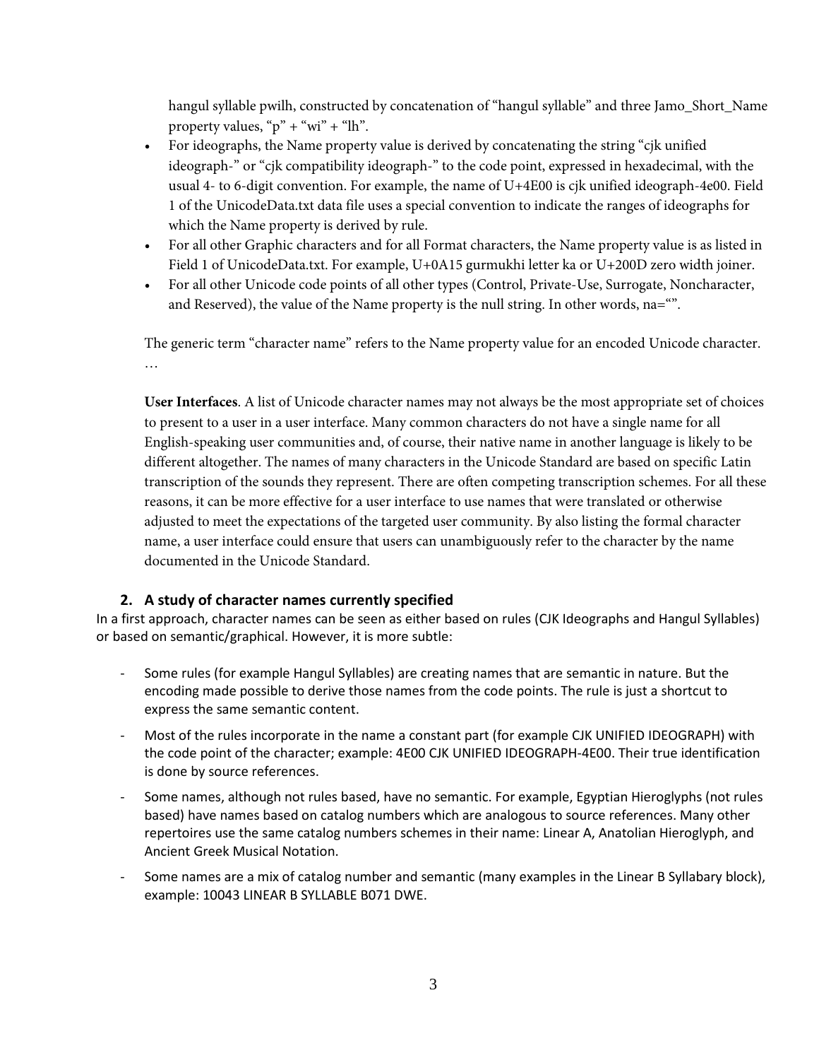hangul syllable pwilh, constructed by concatenation of “hangul syllable” and three Jamo_Short_Name property values, “p” + “wi” + “lh”.

- For ideographs, the Name property value is derived by concatenating the string “cjk unified ideograph-” or “cjk compatibility ideograph-” to the code point, expressed in hexadecimal, with the usual 4- to 6-digit convention. For example, the name of U+4E00 is cjk unified ideograph-4e00. Field 1 of the UnicodeData.txt data file uses a special convention to indicate the ranges of ideographs for which the Name property is derived by rule.
- For all other Graphic characters and for all Format characters, the Name property value is as listed in Field 1 of UnicodeData.txt. For example, U+0A15 gurmukhi letter ka or U+200D zero width joiner.
- For all other Unicode code points of all other types (Control, Private-Use, Surrogate, Noncharacter, and Reserved), the value of the Name property is the null string. In other words, na=“”.

The generic term “character name” refers to the Name property value for an encoded Unicode character.
…

**User Interfaces**. A list of Unicode character names may not always be the most appropriate set of choices to present to a user in a user interface. Many common characters do not have a single name for all English-speaking user communities and, of course, their native name in another language is likely to be different altogether. The names of many characters in the Unicode Standard are based on specific Latin transcription of the sounds they represent. There are often competing transcription schemes. For all these reasons, it can be more effective for a user interface to use names that were translated or otherwise adjusted to meet the expectations of the targeted user community. By also listing the formal character name, a user interface could ensure that users can unambiguously refer to the character by the name documented in the Unicode Standard.

## 2. A study of character names currently specified

In a first approach, character names can be seen as either based on rules (CJK Ideographs and Hangul Syllables) or based on semantic/graphical. However, it is more subtle:

- Some rules (for example Hangul Syllables) are creating names that are semantic in nature. But the encoding made possible to derive those names from the code points. The rule is just a shortcut to express the same semantic content.
- Most of the rules incorporate in the name a constant part (for example CJK UNIFIED IDEOGRAPH) with the code point of the character; example: 4E00 CJK UNIFIED IDEOGRAPH-4E00. Their true identification is done by source references.
- Some names, although not rules based, have no semantic. For example, Egyptian Hieroglyphs (not rules based) have names based on catalog numbers which are analogous to source references. Many other repertoires use the same catalog numbers schemes in their name: Linear A, Anatolian Hieroglyph, and Ancient Greek Musical Notation.
- Some names are a mix of catalog number and semantic (many examples in the Linear B Syllabary block), example: 10043 LINEAR B SYLLABLE B071 DWE.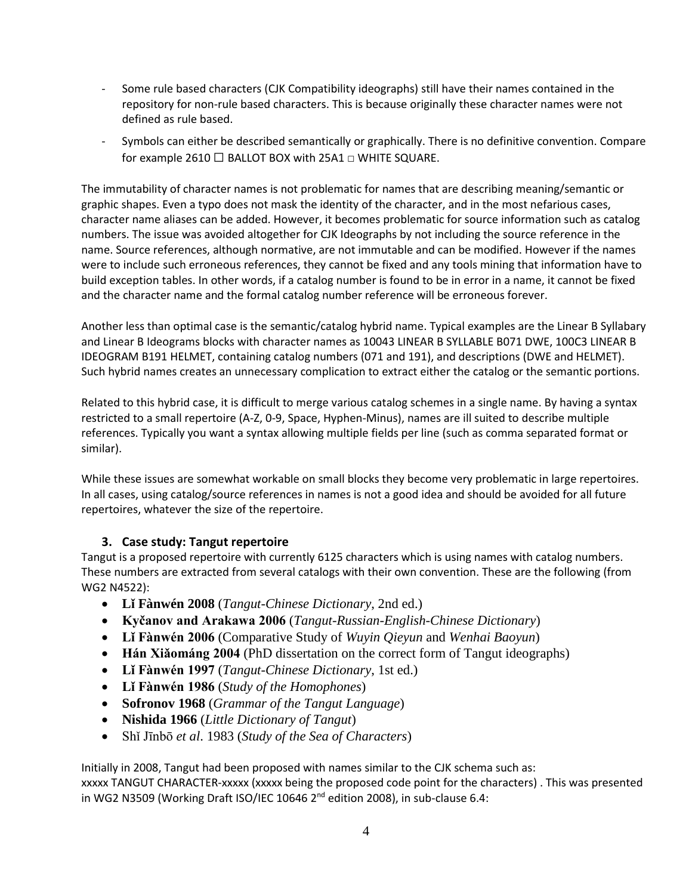- Some rule based characters (CJK Compatibility ideographs) still have their names contained in the repository for non-rule based characters. This is because originally these character names were not defined as rule based.
- Symbols can either be described semantically or graphically. There is no definitive convention. Compare for example 2610 ☐ BALLOT BOX with 25A1 □ WHITE SQUARE.

The immutability of character names is not problematic for names that are describing meaning/semantic or graphic shapes. Even a typo does not mask the identity of the character, and in the most nefarious cases, character name aliases can be added. However, it becomes problematic for source information such as catalog numbers. The issue was avoided altogether for CJK Ideographs by not including the source reference in the name. Source references, although normative, are not immutable and can be modified. However if the names were to include such erroneous references, they cannot be fixed and any tools mining that information have to build exception tables. In other words, if a catalog number is found to be in error in a name, it cannot be fixed and the character name and the formal catalog number reference will be erroneous forever.

Another less than optimal case is the semantic/catalog hybrid name. Typical examples are the Linear B Syllabary and Linear B Ideograms blocks with character names as 10043 LINEAR B SYLLABLE B071 DWE, 100C3 LINEAR B IDEOGRAM B191 HELMET, containing catalog numbers (071 and 191), and descriptions (DWE and HELMET). Such hybrid names creates an unnecessary complication to extract either the catalog or the semantic portions.

Related to this hybrid case, it is difficult to merge various catalog schemes in a single name. By having a syntax restricted to a small repertoire (A-Z, 0-9, Space, Hyphen-Minus), names are ill suited to describe multiple references. Typically you want a syntax allowing multiple fields per line (such as comma separated format or similar).

While these issues are somewhat workable on small blocks they become very problematic in large repertoires. In all cases, using catalog/source references in names is not a good idea and should be avoided for all future repertoires, whatever the size of the repertoire.

### 3. Case study: Tangut repertoire

Tangut is a proposed repertoire with currently 6125 characters which is using names with catalog numbers. These numbers are extracted from several catalogs with their own convention. These are the following (from WG2 N4522):

- **Lǐ Fànwén 2008** (*Tangut-Chinese Dictionary*, 2nd ed.)
- **Kyčanov and Arakawa 2006** (*Tangut-Russian-English-Chinese Dictionary*)
- **Lǐ Fànwén 2006** (Comparative Study of *Wuyin Qieyun* and *Wenhai Baoyun*)
- **Hán Xiǎománg 2004** (PhD dissertation on the correct form of Tangut ideographs)
- **Lǐ Fànwén 1997** (*Tangut-Chinese Dictionary*, 1st ed.)
- **Lǐ Fànwén 1986** (*Study of the Homophones*)
- **Sofronov 1968** (*Grammar of the Tangut Language*)
- **Nishida 1966** (*Little Dictionary of Tangut*)
- Shǐ Jīnbō *et al.* 1983 (*Study of the Sea of Characters*)

Initially in 2008, Tangut had been proposed with names similar to the CJK schema such as:
xxxxx TANGUT CHARACTER-xxxxx (xxxxx being the proposed code point for the characters) . This was presented in WG2 N3509 (Working Draft ISO/IEC 10646 2nd edition 2008), in sub-clause 6.4: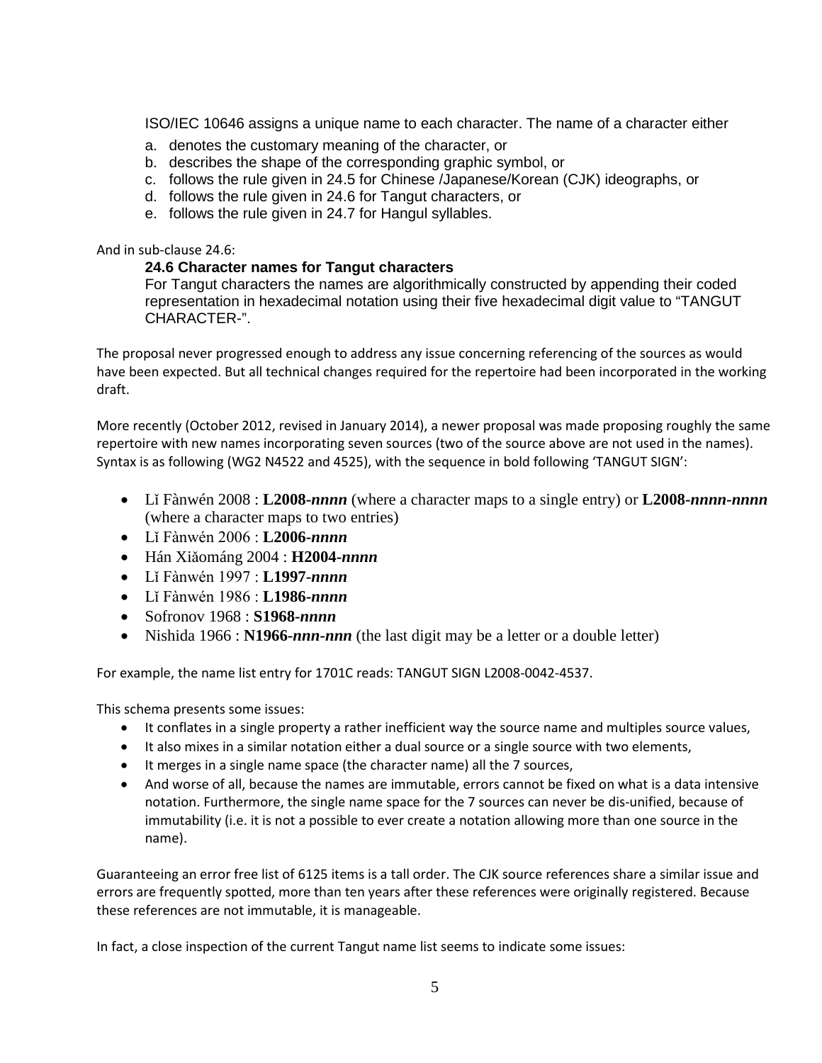ISO/IEC 10646 assigns a unique name to each character. The name of a character either

a. denotes the customary meaning of the character, or
b. describes the shape of the corresponding graphic symbol, or
c. follows the rule given in 24.5 for Chinese /Japanese/Korean (CJK) ideographs, or
d. follows the rule given in 24.6 for Tangut characters, or
e. follows the rule given in 24.7 for Hangul syllables.

And in sub-clause 24.6:

**24.6 Character names for Tangut characters**

For Tangut characters the names are algorithmically constructed by appending their coded representation in hexadecimal notation using their five hexadecimal digit value to “TANGUT CHARACTER-”.

The proposal never progressed enough to address any issue concerning referencing of the sources as would have been expected. But all technical changes required for the repertoire had been incorporated in the working draft.

More recently (October 2012, revised in January 2014), a newer proposal was made proposing roughly the same repertoire with new names incorporating seven sources (two of the source above are not used in the names). Syntax is as following (WG2 N4522 and 4525), with the sequence in bold following ‘TANGUT SIGN’:

- Lǐ Fànwén 2008 : **L2008-*nnnn*** (where a character maps to a single entry) or **L2008-*nnnn*-*nnnn*** (where a character maps to two entries)
- Lǐ Fànwén 2006 : **L2006-*nnnn***
- Hán Xiǎománg 2004 : **H2004-*nnnn***
- Lǐ Fànwén 1997 : **L1997-*nnnn***
- Lǐ Fànwén 1986 : **L1986-*nnnn***
- Sofronov 1968 : **S1968-*nnnn***
- Nishida 1966 : **N1966-*nnn*-*nnn*** (the last digit may be a letter or a double letter)

For example, the name list entry for 1701C reads: TANGUT SIGN L2008-0042-4537.

This schema presents some issues:

- It conflates in a single property a rather inefficient way the source name and multiples source values,
- It also mixes in a similar notation either a dual source or a single source with two elements,
- It merges in a single name space (the character name) all the 7 sources,
- And worse of all, because the names are immutable, errors cannot be fixed on what is a data intensive notation. Furthermore, the single name space for the 7 sources can never be dis-unified, because of immutability (i.e. it is not a possible to ever create a notation allowing more than one source in the name).

Guaranteeing an error free list of 6125 items is a tall order. The CJK source references share a similar issue and errors are frequently spotted, more than ten years after these references were originally registered. Because these references are not immutable, it is manageable.

In fact, a close inspection of the current Tangut name list seems to indicate some issues: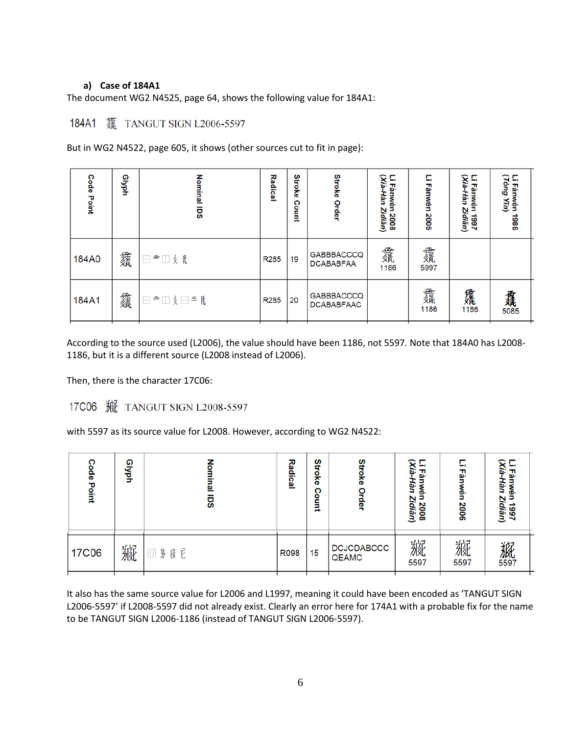**a) Case of 184A1**

The document WG2 N4525, page 64, shows the following value for 184A1:

184A1 𘒡 TANGUT SIGN L2006-5597

But in WG2 N4522, page 605, it shows (other sources cut to fit in page):

| Code Point | Glyph | Nominal IDS | Radical | Stroke Count | Stroke Order | Lǐ Fànwén 2008 (Xià-Hàn Zìdiǎn) | Lǐ Fànwén 2006 | Lǐ Fànwén 1997 (Xià-Hàn Zìdiǎn) | Lǐ Fànwén 1986 (Tóng Yīn) |
|---|---|---|---|---|---|---|---|---|---|
| 184A0 | 𘒠 | ⿰⿱⿲⿱ | R285 | 19 | GABBBACCCQ DCABABFAA | 1186 | 5997 | | |
| 184A1 | 𘒡 | ⿰⿱⿲⿱⿰⿱ | R285 | 20 | GABBBACCCQ DCABABFAAC | | 1186 | 1186 | 5085 |

According to the source used (L2006), the value should have been 1186, not 5597. Note that 184A0 has L2008-1186, but it is a different source (L2008 instead of L2006).

Then, there is the character 17C06:

17C06 𗰆 TANGUT SIGN L2008-5597

with 5597 as its source value for L2008. However, according to WG2 N4522:

| Code Point | Glyph | Nominal IDS | Radical | Stroke Count | Stroke Order | Lǐ Fànwén 2008 (Xià-Hàn Zìdiǎn) | Lǐ Fànwén 2006 | Lǐ Fànwén 1997 (Xià-Hàn Zìdiǎn) |
|---|---|---|---|---|---|---|---|---|
| 17C06 | 𗰆 | ⿲ | R098 | 15 | DCJCDABCCC QEAMC | 5597 | 5597 | 5597 |

It also has the same source value for L2006 and L1997, meaning it could have been encoded as 'TANGUT SIGN L2006-5597' if L2008-5597 did not already exist. Clearly an error here for 174A1 with a probable fix for the name to be TANGUT SIGN L2006-1186 (instead of TANGUT SIGN L2006-5597).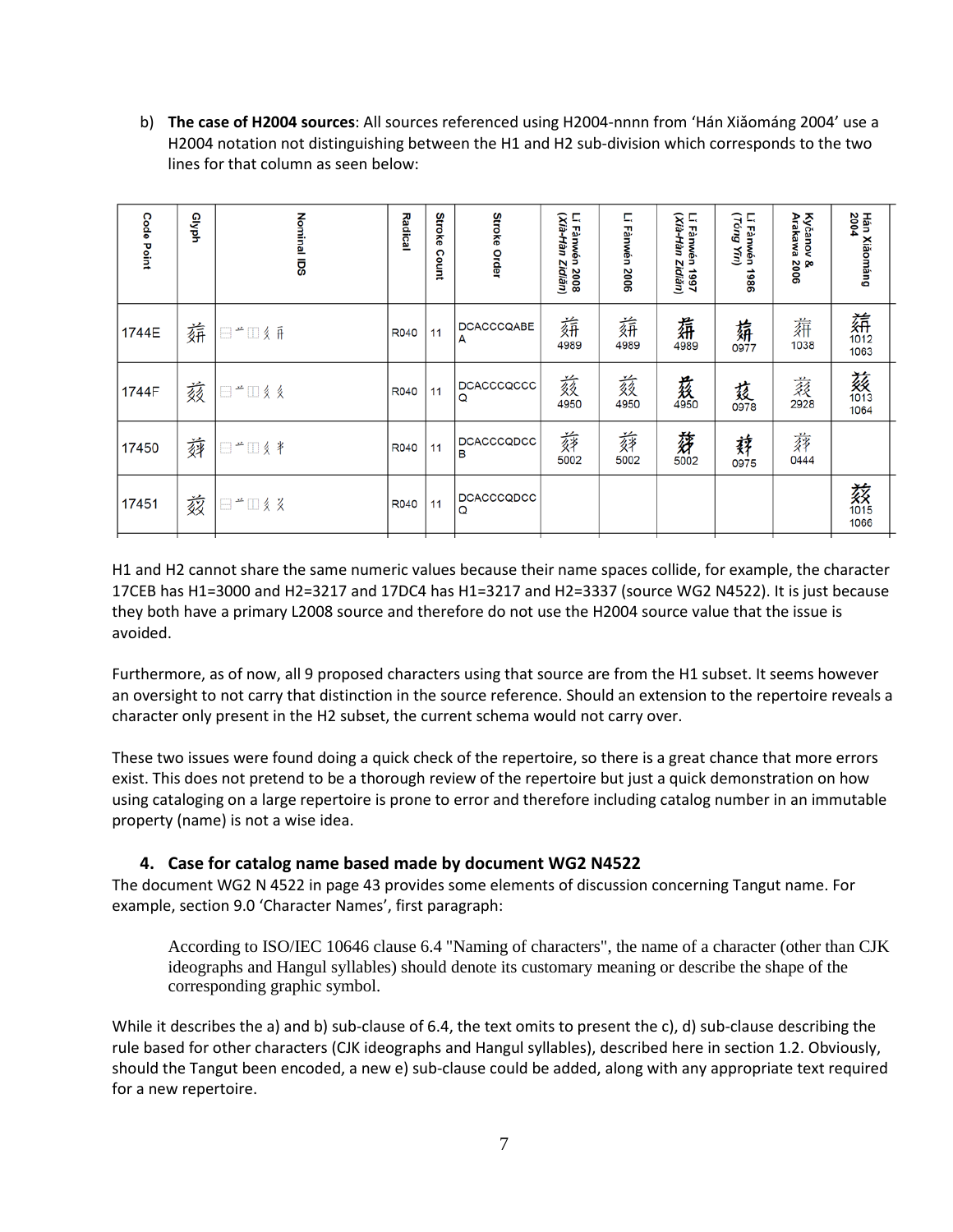b) **The case of H2004 sources**: All sources referenced using H2004-nnnn from 'Hán Xiǎománg 2004' use a H2004 notation not distinguishing between the H1 and H2 sub-division which corresponds to the two lines for that column as seen below:

| Code Point | Glyph | Nominal IDS | Radical | Stroke Count | Stroke Order | Lǐ Fànwén 2008 (Xià-Hàn Zìdiǎn) | Lǐ Fànwén 2006 | Lǐ Fànwén 1997 (Xià-Hàn Zìdiǎn) | Lǐ Fànwén 1986 (Tóng Yīn) | Kyčanov & Arakawa 2006 | Hán Xiǎománg 2004 |
|---|---|---|---|---|---|---|---|---|---|---|---|
| 1744E | 𗑎 | | R040 | 11 | DCACCCQABEA | 4989 | 4989 | 4989 | 0977 | 1038 | 1012 1063 |
| 1744F | 𗑏 | | R040 | 11 | DCACCCQCCCQ | 4950 | 4950 | 4950 | 0978 | 2928 | 1013 1064 |
| 17450 | 𗑐 | | R040 | 11 | DCACCCQDCCB | 5002 | 5002 | 5002 | 0975 | 0444 | |
| 17451 | 𗑑 | | R040 | 11 | DCACCCQDCCQ | | | | | | 1015 1066 |

H1 and H2 cannot share the same numeric values because their name spaces collide, for example, the character 17CEB has H1=3000 and H2=3217 and 17DC4 has H1=3217 and H2=3337 (source WG2 N4522). It is just because they both have a primary L2008 source and therefore do not use the H2004 source value that the issue is avoided.

Furthermore, as of now, all 9 proposed characters using that source are from the H1 subset. It seems however an oversight to not carry that distinction in the source reference. Should an extension to the repertoire reveals a character only present in the H2 subset, the current schema would not carry over.

These two issues were found doing a quick check of the repertoire, so there is a great chance that more errors exist. This does not pretend to be a thorough review of the repertoire but just a quick demonstration on how using cataloging on a large repertoire is prone to error and therefore including catalog number in an immutable property (name) is not a wise idea.

### 4. Case for catalog name based made by document WG2 N4522

The document WG2 N 4522 in page 43 provides some elements of discussion concerning Tangut name. For example, section 9.0 'Character Names', first paragraph:

> According to ISO/IEC 10646 clause 6.4 "Naming of characters", the name of a character (other than CJK ideographs and Hangul syllables) should denote its customary meaning or describe the shape of the corresponding graphic symbol.

While it describes the a) and b) sub-clause of 6.4, the text omits to present the c), d) sub-clause describing the rule based for other characters (CJK ideographs and Hangul syllables), described here in section 1.2. Obviously, should the Tangut been encoded, a new e) sub-clause could be added, along with any appropriate text required for a new repertoire.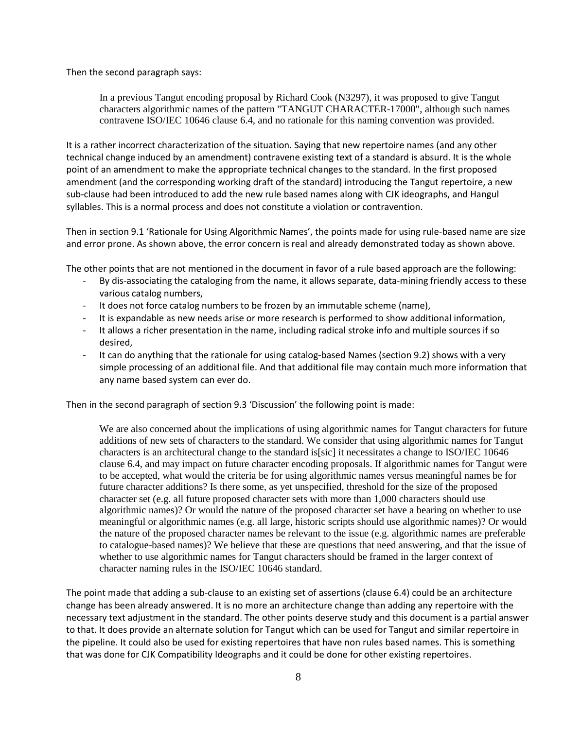Then the second paragraph says:

> In a previous Tangut encoding proposal by Richard Cook (N3297), it was proposed to give Tangut characters algorithmic names of the pattern "TANGUT CHARACTER-17000", although such names contravene ISO/IEC 10646 clause 6.4, and no rationale for this naming convention was provided.

It is a rather incorrect characterization of the situation. Saying that new repertoire names (and any other technical change induced by an amendment) contravene existing text of a standard is absurd. It is the whole point of an amendment to make the appropriate technical changes to the standard. In the first proposed amendment (and the corresponding working draft of the standard) introducing the Tangut repertoire, a new sub-clause had been introduced to add the new rule based names along with CJK ideographs, and Hangul syllables. This is a normal process and does not constitute a violation or contravention.

Then in section 9.1 'Rationale for Using Algorithmic Names', the points made for using rule-based name are size and error prone. As shown above, the error concern is real and already demonstrated today as shown above.

The other points that are not mentioned in the document in favor of a rule based approach are the following:

- By dis-associating the cataloging from the name, it allows separate, data-mining friendly access to these various catalog numbers,
- It does not force catalog numbers to be frozen by an immutable scheme (name),
- It is expandable as new needs arise or more research is performed to show additional information,
- It allows a richer presentation in the name, including radical stroke info and multiple sources if so desired,
- It can do anything that the rationale for using catalog-based Names (section 9.2) shows with a very simple processing of an additional file. And that additional file may contain much more information that any name based system can ever do.

Then in the second paragraph of section 9.3 'Discussion' the following point is made:

> We are also concerned about the implications of using algorithmic names for Tangut characters for future additions of new sets of characters to the standard. We consider that using algorithmic names for Tangut characters is an architectural change to the standard is[sic] it necessitates a change to ISO/IEC 10646 clause 6.4, and may impact on future character encoding proposals. If algorithmic names for Tangut were to be accepted, what would the criteria be for using algorithmic names versus meaningful names be for future character additions? Is there some, as yet unspecified, threshold for the size of the proposed character set (e.g. all future proposed character sets with more than 1,000 characters should use algorithmic names)? Or would the nature of the proposed character set have a bearing on whether to use meaningful or algorithmic names (e.g. all large, historic scripts should use algorithmic names)? Or would the nature of the proposed character names be relevant to the issue (e.g. algorithmic names are preferable to catalogue-based names)? We believe that these are questions that need answering, and that the issue of whether to use algorithmic names for Tangut characters should be framed in the larger context of character naming rules in the ISO/IEC 10646 standard.

The point made that adding a sub-clause to an existing set of assertions (clause 6.4) could be an architecture change has been already answered. It is no more an architecture change than adding any repertoire with the necessary text adjustment in the standard. The other points deserve study and this document is a partial answer to that. It does provide an alternate solution for Tangut which can be used for Tangut and similar repertoire in the pipeline. It could also be used for existing repertoires that have non rules based names. This is something that was done for CJK Compatibility Ideographs and it could be done for other existing repertoires.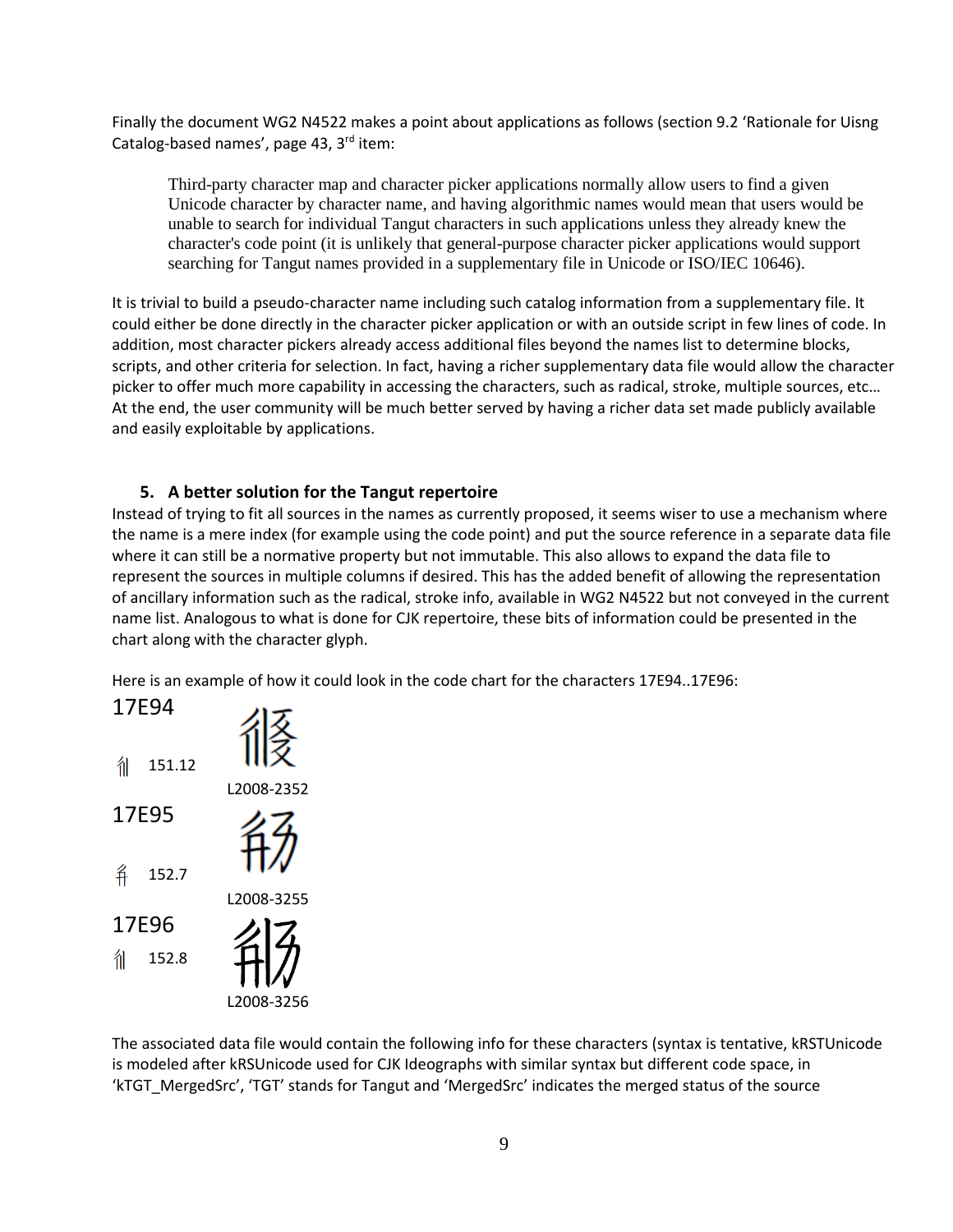Finally the document WG2 N4522 makes a point about applications as follows (section 9.2 'Rationale for Uisng Catalog-based names', page 43, 3rd item:

> Third-party character map and character picker applications normally allow users to find a given Unicode character by character name, and having algorithmic names would mean that users would be unable to search for individual Tangut characters in such applications unless they already knew the character's code point (it is unlikely that general-purpose character picker applications would support searching for Tangut names provided in a supplementary file in Unicode or ISO/IEC 10646).

It is trivial to build a pseudo-character name including such catalog information from a supplementary file. It could either be done directly in the character picker application or with an outside script in few lines of code. In addition, most character pickers already access additional files beyond the names list to determine blocks, scripts, and other criteria for selection. In fact, having a richer supplementary data file would allow the character picker to offer much more capability in accessing the characters, such as radical, stroke, multiple sources, etc… At the end, the user community will be much better served by having a richer data set made publicly available and easily exploitable by applications.

## 5. A better solution for the Tangut repertoire

Instead of trying to fit all sources in the names as currently proposed, it seems wiser to use a mechanism where the name is a mere index (for example using the code point) and put the source reference in a separate data file where it can still be a normative property but not immutable. This also allows to expand the data file to represent the sources in multiple columns if desired. This has the added benefit of allowing the representation of ancillary information such as the radical, stroke info, available in WG2 N4522 but not conveyed in the current name list. Analogous to what is done for CJK repertoire, these bits of information could be presented in the chart along with the character glyph.

Here is an example of how it could look in the code chart for the characters 17E94..17E96:

17E94

151.12

L2008-2352

17E95

152.7

L2008-3255

17E96

152.8

L2008-3256

The associated data file would contain the following info for these characters (syntax is tentative, kRSTUnicode is modeled after kRSUnicode used for CJK Ideographs with similar syntax but different code space, in 'kTGT_MergedSrc', 'TGT' stands for Tangut and 'MergedSrc' indicates the merged status of the source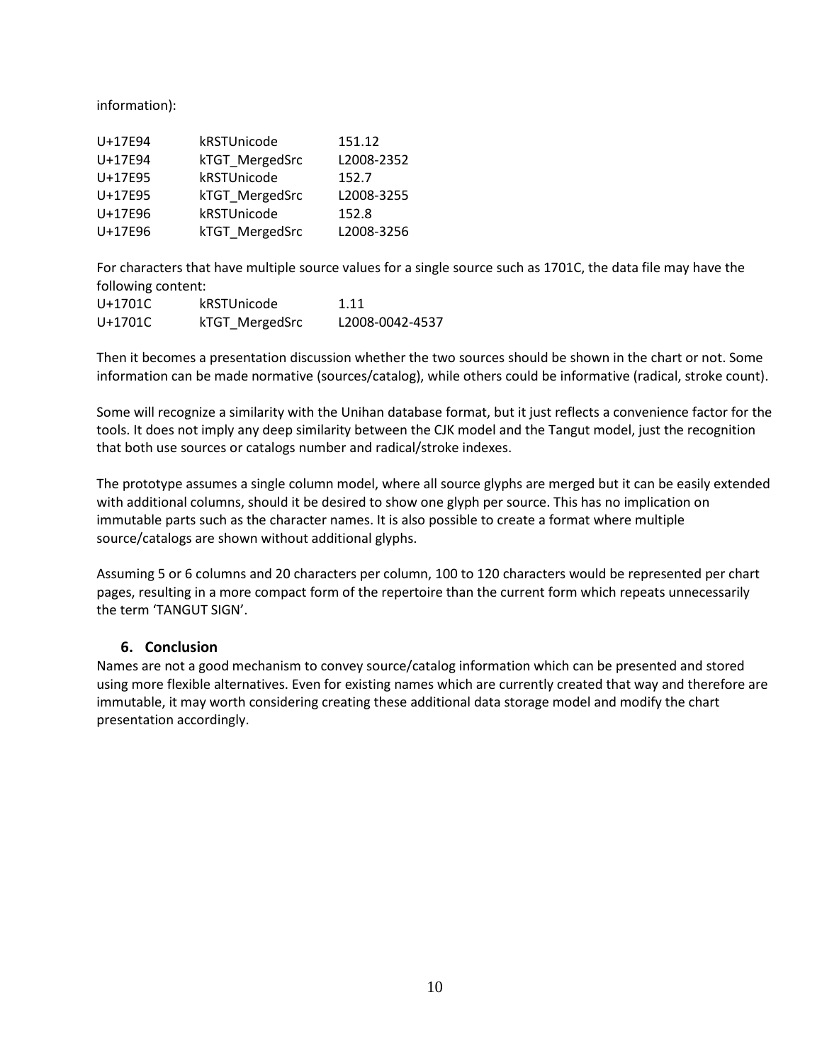information):

| | | |
|---|---|---|
| U+17E94 | kRSTUnicode | 151.12 |
| U+17E94 | kTGT_MergedSrc | L2008-2352 |
| U+17E95 | kRSTUnicode | 152.7 |
| U+17E95 | kTGT_MergedSrc | L2008-3255 |
| U+17E96 | kRSTUnicode | 152.8 |
| U+17E96 | kTGT_MergedSrc | L2008-3256 |

For characters that have multiple source values for a single source such as 1701C, the data file may have the following content:

| | | |
|---|---|---|
| U+1701C | kRSTUnicode | 1.11 |
| U+1701C | kTGT_MergedSrc | L2008-0042-4537 |

Then it becomes a presentation discussion whether the two sources should be shown in the chart or not. Some information can be made normative (sources/catalog), while others could be informative (radical, stroke count).

Some will recognize a similarity with the Unihan database format, but it just reflects a convenience factor for the tools. It does not imply any deep similarity between the CJK model and the Tangut model, just the recognition that both use sources or catalogs number and radical/stroke indexes.

The prototype assumes a single column model, where all source glyphs are merged but it can be easily extended with additional columns, should it be desired to show one glyph per source. This has no implication on immutable parts such as the character names. It is also possible to create a format where multiple source/catalogs are shown without additional glyphs.

Assuming 5 or 6 columns and 20 characters per column, 100 to 120 characters would be represented per chart pages, resulting in a more compact form of the repertoire than the current form which repeats unnecessarily the term 'TANGUT SIGN'.

## 6. Conclusion

Names are not a good mechanism to convey source/catalog information which can be presented and stored using more flexible alternatives. Even for existing names which are currently created that way and therefore are immutable, it may worth considering creating these additional data storage model and modify the chart presentation accordingly.